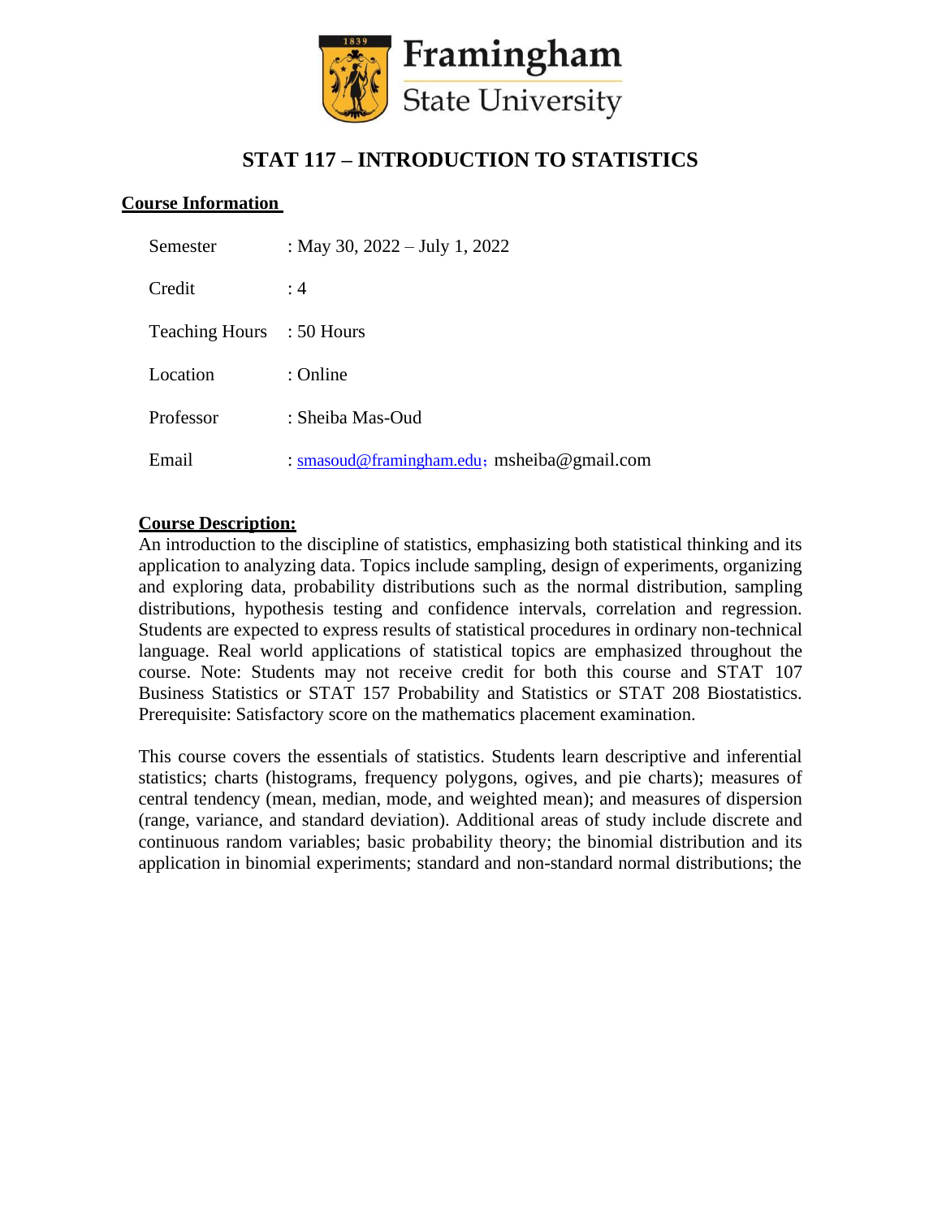Framingham State University

# STAT 117 – INTRODUCTION TO STATISTICS

## Course Information

| | |
|---|---|
| Semester | : May 30, 2022 – July 1, 2022 |
| Credit | : 4 |
| Teaching Hours | : 50 Hours |
| Location | : Online |
| Professor | : Sheiba Mas-Oud |
| Email | : smasoud@framingham.edu; msheiba@gmail.com |

## Course Description:

An introduction to the discipline of statistics, emphasizing both statistical thinking and its application to analyzing data. Topics include sampling, design of experiments, organizing and exploring data, probability distributions such as the normal distribution, sampling distributions, hypothesis testing and confidence intervals, correlation and regression. Students are expected to express results of statistical procedures in ordinary non-technical language. Real world applications of statistical topics are emphasized throughout the course. Note: Students may not receive credit for both this course and STAT 107 Business Statistics or STAT 157 Probability and Statistics or STAT 208 Biostatistics. Prerequisite: Satisfactory score on the mathematics placement examination.

This course covers the essentials of statistics. Students learn descriptive and inferential statistics; charts (histograms, frequency polygons, ogives, and pie charts); measures of central tendency (mean, median, mode, and weighted mean); and measures of dispersion (range, variance, and standard deviation). Additional areas of study include discrete and continuous random variables; basic probability theory; the binomial distribution and its application in binomial experiments; standard and non-standard normal distributions; the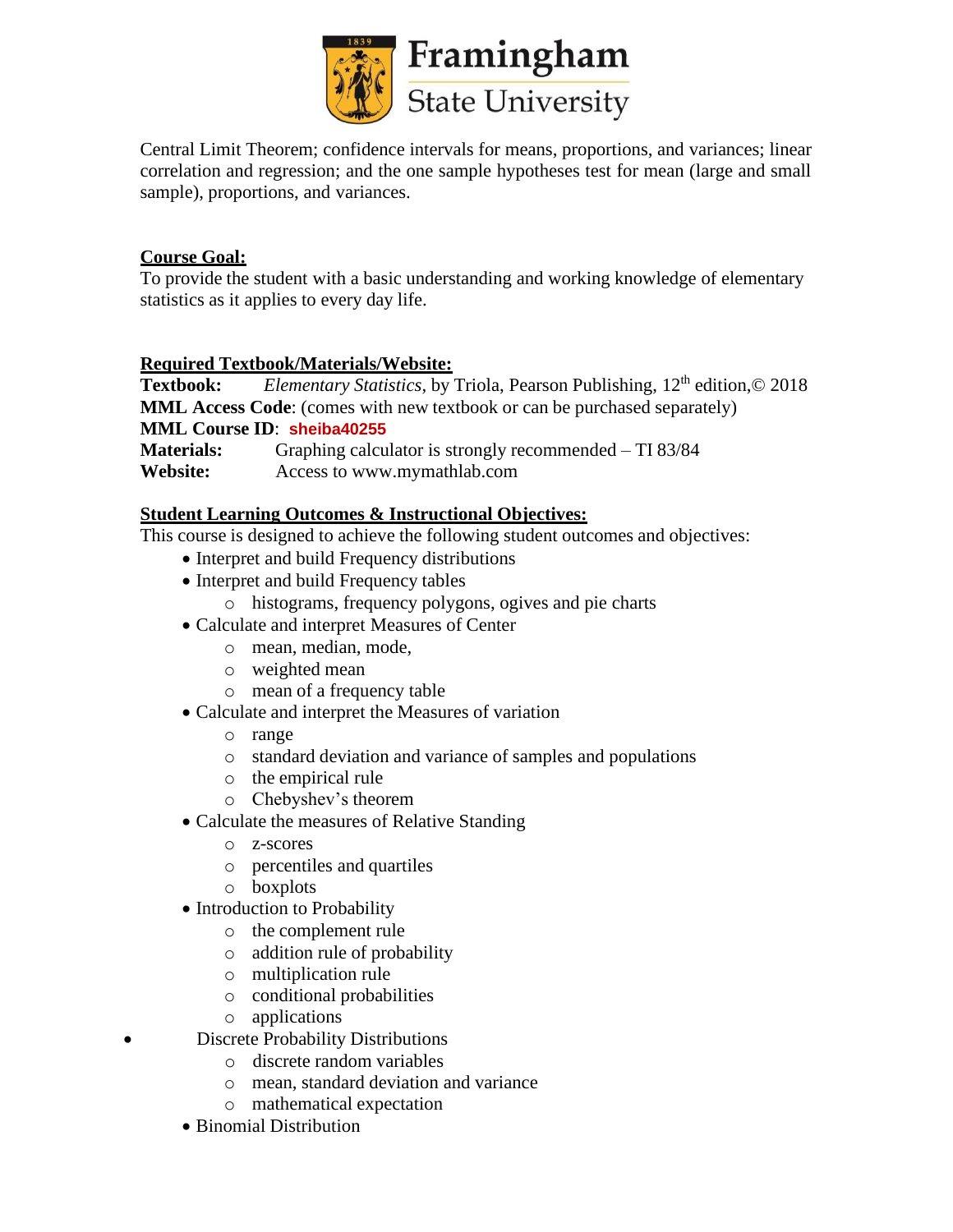Central Limit Theorem; confidence intervals for means, proportions, and variances; linear correlation and regression; and the one sample hypotheses test for mean (large and small sample), proportions, and variances.

## Course Goal:

To provide the student with a basic understanding and working knowledge of elementary statistics as it applies to every day life.

## Required Textbook/Materials/Website:

**Textbook:** *Elementary Statistics*, by Triola, Pearson Publishing, 12th edition,© 2018
**MML Access Code**: (comes with new textbook or can be purchased separately)
**MML Course ID**: **sheiba40255**
**Materials:** Graphing calculator is strongly recommended – TI 83/84
**Website:** Access to www.mymathlab.com

## Student Learning Outcomes & Instructional Objectives:

This course is designed to achieve the following student outcomes and objectives:

- Interpret and build Frequency distributions
- Interpret and build Frequency tables
  - histograms, frequency polygons, ogives and pie charts
- Calculate and interpret Measures of Center
  - mean, median, mode,
  - weighted mean
  - mean of a frequency table
- Calculate and interpret the Measures of variation
  - range
  - standard deviation and variance of samples and populations
  - the empirical rule
  - Chebyshev's theorem
- Calculate the measures of Relative Standing
  - z-scores
  - percentiles and quartiles
  - boxplots
- Introduction to Probability
  - the complement rule
  - addition rule of probability
  - multiplication rule
  - conditional probabilities
  - applications
- Discrete Probability Distributions
  - discrete random variables
  - mean, standard deviation and variance
  - mathematical expectation
- Binomial Distribution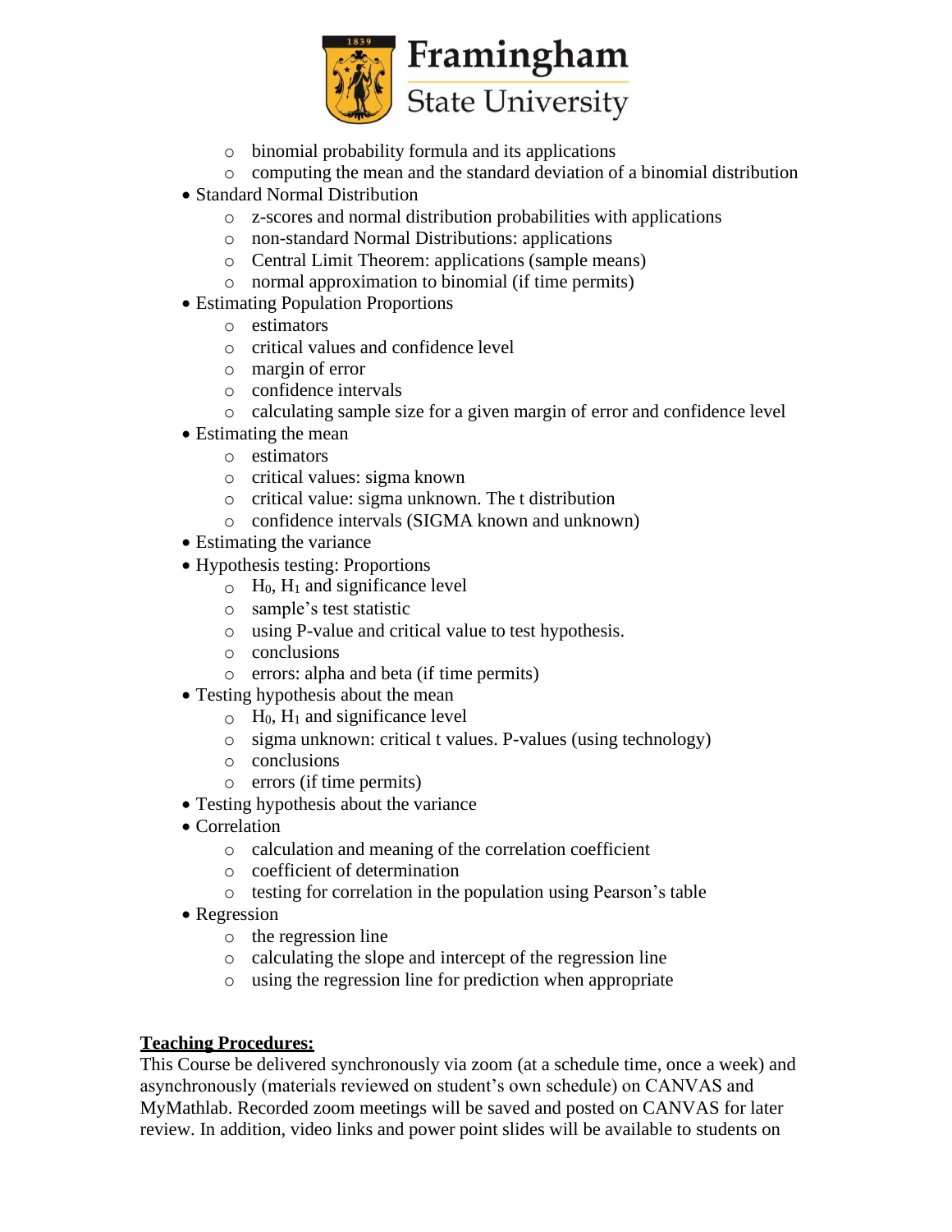- binomial probability formula and its applications
  - computing the mean and the standard deviation of a binomial distribution
- Standard Normal Distribution
  - z-scores and normal distribution probabilities with applications
  - non-standard Normal Distributions: applications
  - Central Limit Theorem: applications (sample means)
  - normal approximation to binomial (if time permits)
- Estimating Population Proportions
  - estimators
  - critical values and confidence level
  - margin of error
  - confidence intervals
  - calculating sample size for a given margin of error and confidence level
- Estimating the mean
  - estimators
  - critical values: sigma known
  - critical value: sigma unknown. The t distribution
  - confidence intervals (SIGMA known and unknown)
- Estimating the variance
- Hypothesis testing: Proportions
  - $H_0$, $H_1$ and significance level
  - sample's test statistic
  - using P-value and critical value to test hypothesis.
  - conclusions
  - errors: alpha and beta (if time permits)
- Testing hypothesis about the mean
  - $H_0$, $H_1$ and significance level
  - sigma unknown: critical t values. P-values (using technology)
  - conclusions
  - errors (if time permits)
- Testing hypothesis about the variance
- Correlation
  - calculation and meaning of the correlation coefficient
  - coefficient of determination
  - testing for correlation in the population using Pearson's table
- Regression
  - the regression line
  - calculating the slope and intercept of the regression line
  - using the regression line for prediction when appropriate

**Teaching Procedures:**

This Course be delivered synchronously via zoom (at a schedule time, once a week) and asynchronously (materials reviewed on student's own schedule) on CANVAS and MyMathlab. Recorded zoom meetings will be saved and posted on CANVAS for later review. In addition, video links and power point slides will be available to students on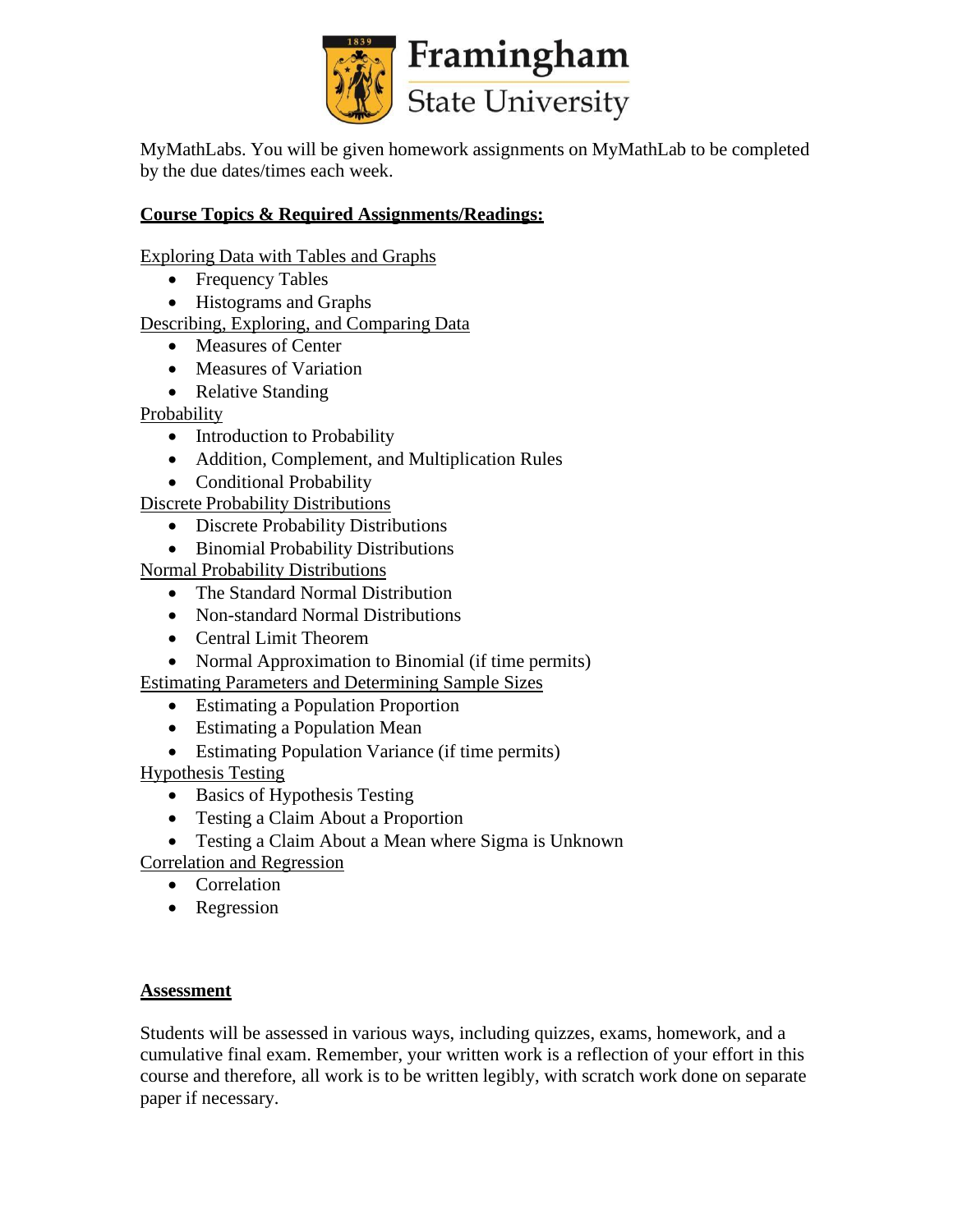MyMathLabs. You will be given homework assignments on MyMathLab to be completed by the due dates/times each week.

**Course Topics & Required Assignments/Readings:**

Exploring Data with Tables and Graphs

- Frequency Tables
- Histograms and Graphs

Describing, Exploring, and Comparing Data

- Measures of Center
- Measures of Variation
- Relative Standing

Probability

- Introduction to Probability
- Addition, Complement, and Multiplication Rules
- Conditional Probability

Discrete Probability Distributions

- Discrete Probability Distributions
- Binomial Probability Distributions

Normal Probability Distributions

- The Standard Normal Distribution
- Non-standard Normal Distributions
- Central Limit Theorem
- Normal Approximation to Binomial (if time permits)

Estimating Parameters and Determining Sample Sizes

- Estimating a Population Proportion
- Estimating a Population Mean
- Estimating Population Variance (if time permits)

Hypothesis Testing

- Basics of Hypothesis Testing
- Testing a Claim About a Proportion
- Testing a Claim About a Mean where Sigma is Unknown

Correlation and Regression

- Correlation
- Regression

**Assessment**

Students will be assessed in various ways, including quizzes, exams, homework, and a cumulative final exam. Remember, your written work is a reflection of your effort in this course and therefore, all work is to be written legibly, with scratch work done on separate paper if necessary.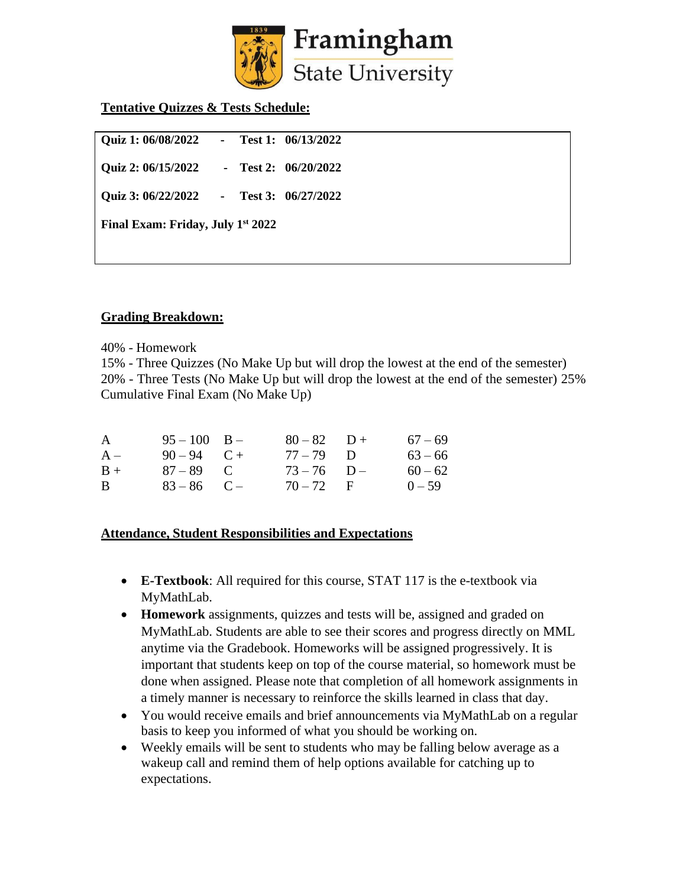**Tentative Quizzes & Tests Schedule:**

**Quiz 1: 06/08/2022 - Test 1: 06/13/2022**

**Quiz 2: 06/15/2022 - Test 2: 06/20/2022**

**Quiz 3: 06/22/2022 - Test 3: 06/27/2022**

**Final Exam: Friday, July 1st 2022**

**Grading Breakdown:**

40% - Homework
15% - Three Quizzes (No Make Up but will drop the lowest at the end of the semester)
20% - Three Tests (No Make Up but will drop the lowest at the end of the semester) 25% Cumulative Final Exam (No Make Up)

| | | | | | |
|---|---|---|---|---|---|
| A | 95 – 100 | B – | 80 – 82 | D + | 67 – 69 |
| A – | 90 – 94 | C + | 77 – 79 | D | 63 – 66 |
| B + | 87 – 89 | C | 73 – 76 | D – | 60 – 62 |
| B | 83 – 86 | C – | 70 – 72 | F | 0 – 59 |

**Attendance, Student Responsibilities and Expectations**

- **E-Textbook**: All required for this course, STAT 117 is the e-textbook via MyMathLab.
- **Homework** assignments, quizzes and tests will be, assigned and graded on MyMathLab. Students are able to see their scores and progress directly on MML anytime via the Gradebook. Homeworks will be assigned progressively. It is important that students keep on top of the course material, so homework must be done when assigned. Please note that completion of all homework assignments in a timely manner is necessary to reinforce the skills learned in class that day.
- You would receive emails and brief announcements via MyMathLab on a regular basis to keep you informed of what you should be working on.
- Weekly emails will be sent to students who may be falling below average as a wakeup call and remind them of help options available for catching up to expectations.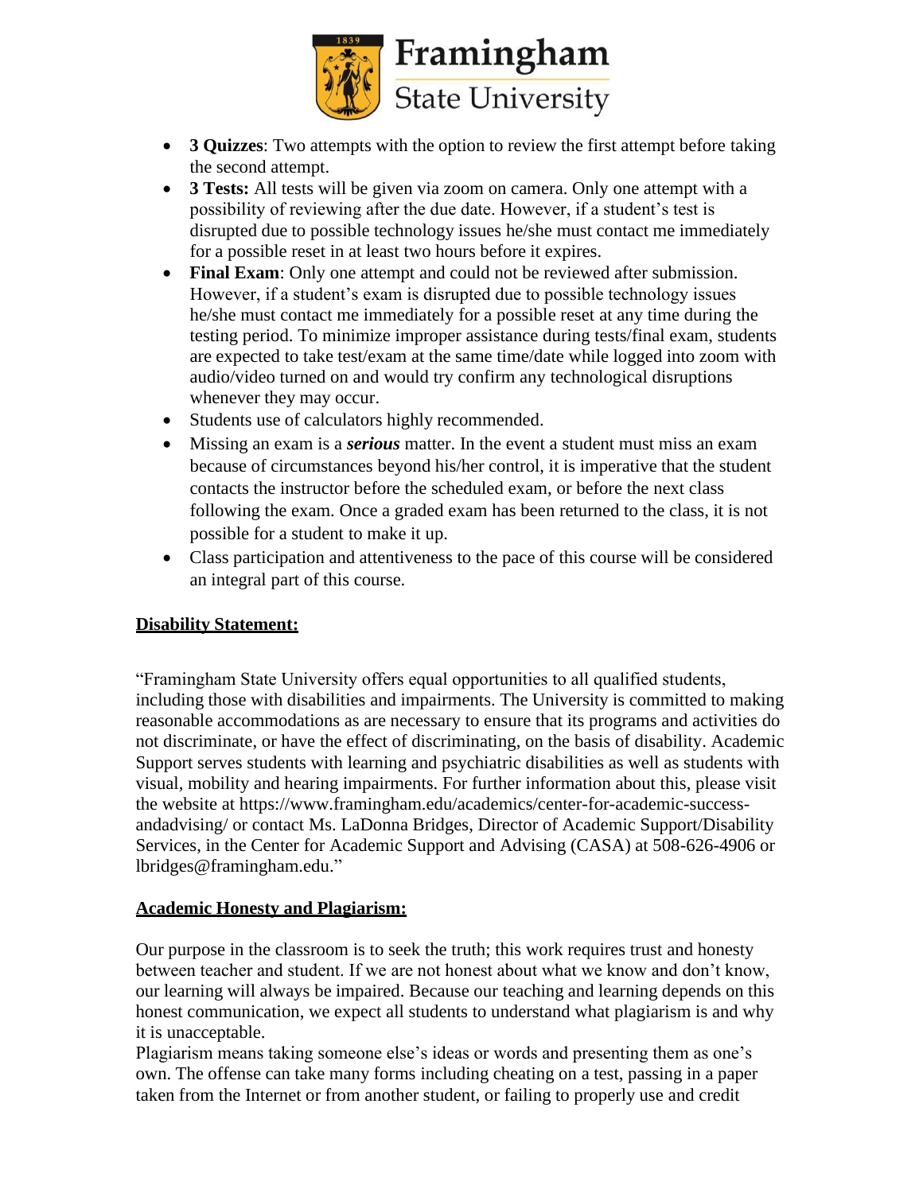- **3 Quizzes**: Two attempts with the option to review the first attempt before taking the second attempt.
- **3 Tests:** All tests will be given via zoom on camera. Only one attempt with a possibility of reviewing after the due date. However, if a student's test is disrupted due to possible technology issues he/she must contact me immediately for a possible reset in at least two hours before it expires.
- **Final Exam**: Only one attempt and could not be reviewed after submission. However, if a student's exam is disrupted due to possible technology issues he/she must contact me immediately for a possible reset at any time during the testing period. To minimize improper assistance during tests/final exam, students are expected to take test/exam at the same time/date while logged into zoom with audio/video turned on and would try confirm any technological disruptions whenever they may occur.
- Students use of calculators highly recommended.
- Missing an exam is a ***serious*** matter. In the event a student must miss an exam because of circumstances beyond his/her control, it is imperative that the student contacts the instructor before the scheduled exam, or before the next class following the exam. Once a graded exam has been returned to the class, it is not possible for a student to make it up.
- Class participation and attentiveness to the pace of this course will be considered an integral part of this course.

**Disability Statement:**

"Framingham State University offers equal opportunities to all qualified students, including those with disabilities and impairments. The University is committed to making reasonable accommodations as are necessary to ensure that its programs and activities do not discriminate, or have the effect of discriminating, on the basis of disability. Academic Support serves students with learning and psychiatric disabilities as well as students with visual, mobility and hearing impairments. For further information about this, please visit the website at https://www.framingham.edu/academics/center-for-academic-success-andadvising/ or contact Ms. LaDonna Bridges, Director of Academic Support/Disability Services, in the Center for Academic Support and Advising (CASA) at 508-626-4906 or lbridges@framingham.edu."

**Academic Honesty and Plagiarism:**

Our purpose in the classroom is to seek the truth; this work requires trust and honesty between teacher and student. If we are not honest about what we know and don't know, our learning will always be impaired. Because our teaching and learning depends on this honest communication, we expect all students to understand what plagiarism is and why it is unacceptable.

Plagiarism means taking someone else's ideas or words and presenting them as one's own. The offense can take many forms including cheating on a test, passing in a paper taken from the Internet or from another student, or failing to properly use and credit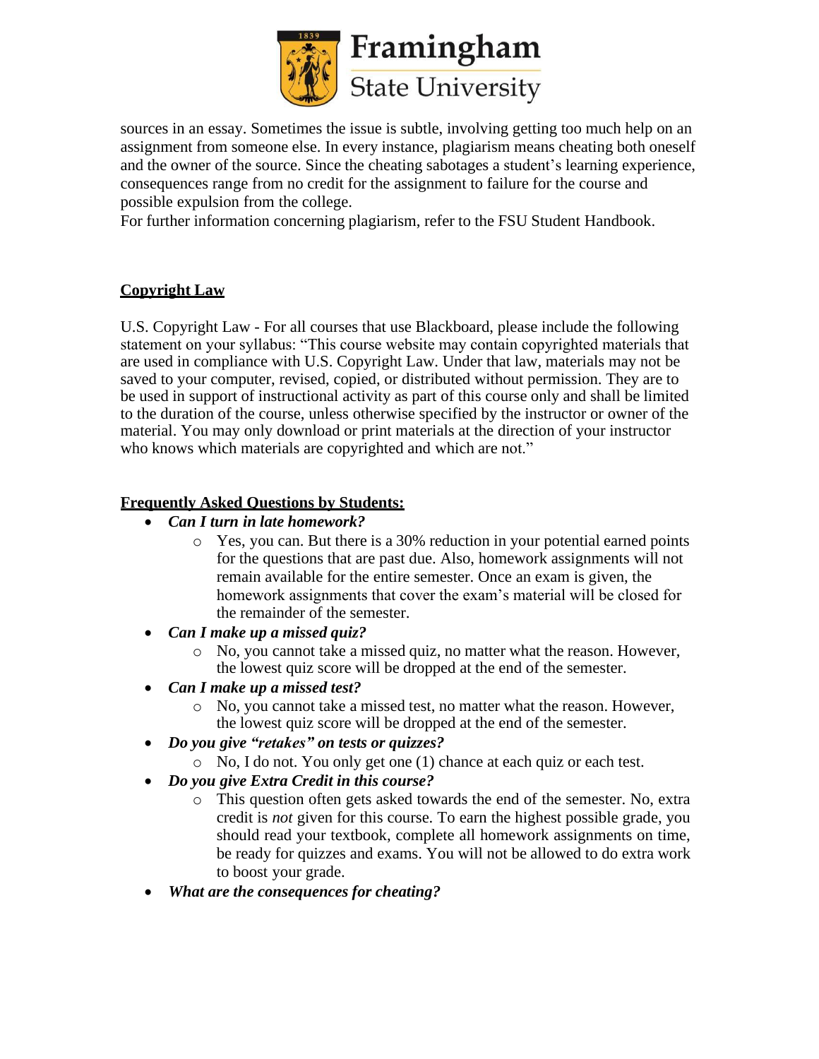sources in an essay. Sometimes the issue is subtle, involving getting too much help on an assignment from someone else. In every instance, plagiarism means cheating both oneself and the owner of the source. Since the cheating sabotages a student's learning experience, consequences range from no credit for the assignment to failure for the course and possible expulsion from the college.
For further information concerning plagiarism, refer to the FSU Student Handbook.

**Copyright Law**

U.S. Copyright Law - For all courses that use Blackboard, please include the following statement on your syllabus: "This course website may contain copyrighted materials that are used in compliance with U.S. Copyright Law. Under that law, materials may not be saved to your computer, revised, copied, or distributed without permission. They are to be used in support of instructional activity as part of this course only and shall be limited to the duration of the course, unless otherwise specified by the instructor or owner of the material. You may only download or print materials at the direction of your instructor who knows which materials are copyrighted and which are not."

**Frequently Asked Questions by Students:**

- ***Can I turn in late homework?***
  - Yes, you can. But there is a 30% reduction in your potential earned points for the questions that are past due. Also, homework assignments will not remain available for the entire semester. Once an exam is given, the homework assignments that cover the exam's material will be closed for the remainder of the semester.
- ***Can I make up a missed quiz?***
  - No, you cannot take a missed quiz, no matter what the reason. However, the lowest quiz score will be dropped at the end of the semester.
- ***Can I make up a missed test?***
  - No, you cannot take a missed test, no matter what the reason. However, the lowest quiz score will be dropped at the end of the semester.
- ***Do you give "retakes" on tests or quizzes?***
  - No, I do not. You only get one (1) chance at each quiz or each test.
- ***Do you give Extra Credit in this course?***
  - This question often gets asked towards the end of the semester. No, extra credit is *not* given for this course. To earn the highest possible grade, you should read your textbook, complete all homework assignments on time, be ready for quizzes and exams. You will not be allowed to do extra work to boost your grade.
- ***What are the consequences for cheating?***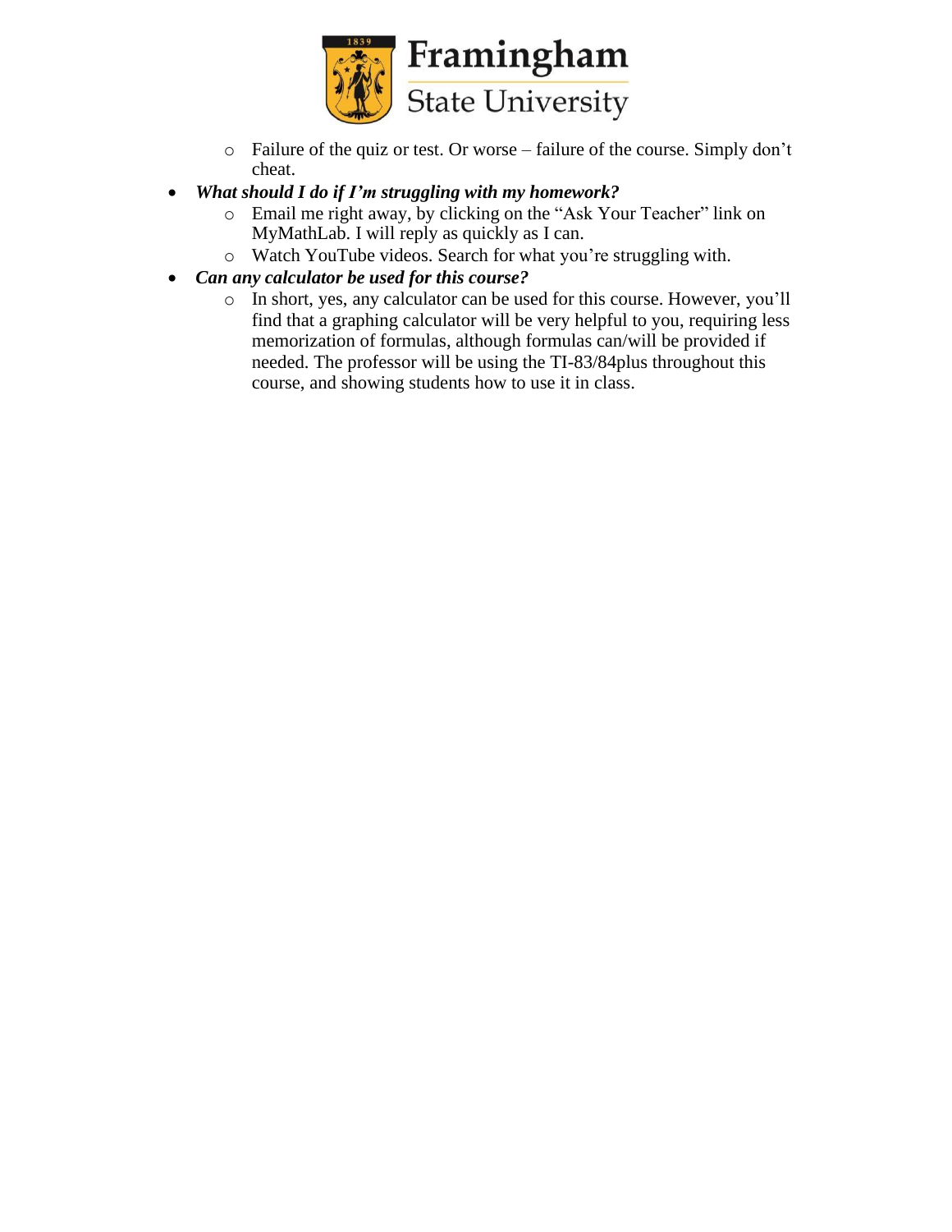- Failure of the quiz or test. Or worse – failure of the course. Simply don't cheat.
- ***What should I do if I'm struggling with my homework?***
  - Email me right away, by clicking on the "Ask Your Teacher" link on MyMathLab. I will reply as quickly as I can.
  - Watch YouTube videos. Search for what you're struggling with.
- ***Can any calculator be used for this course?***
  - In short, yes, any calculator can be used for this course. However, you'll find that a graphing calculator will be very helpful to you, requiring less memorization of formulas, although formulas can/will be provided if needed. The professor will be using the TI-83/84plus throughout this course, and showing students how to use it in class.